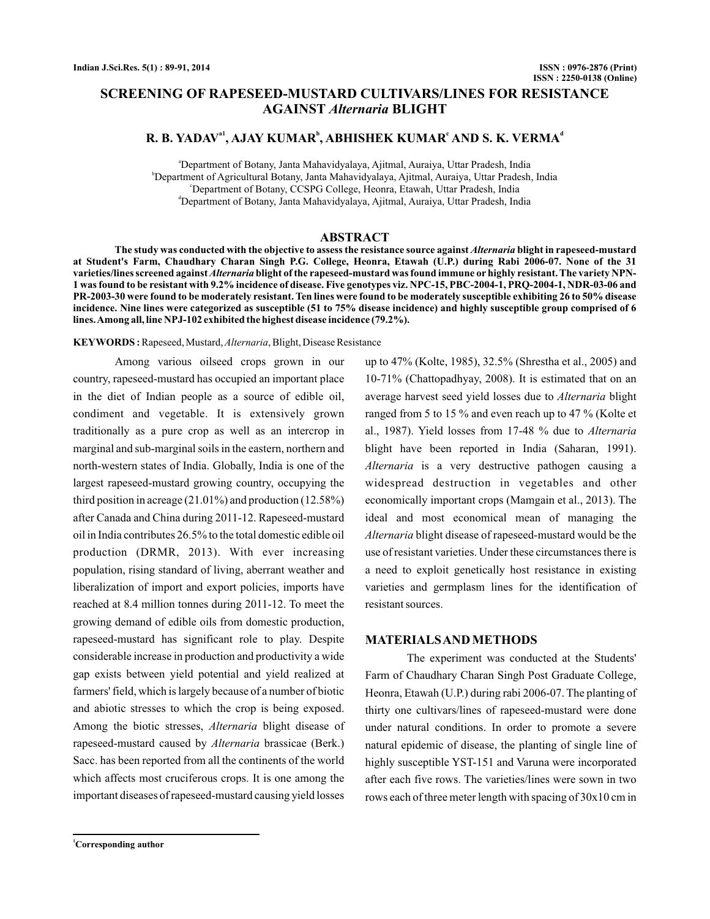# SCREENING OF RAPESEED-MUSTARD CULTIVARS/LINES FOR RESISTANCE AGAINST *Alternaria* BLIGHT

**R. B. YADAV[a1], AJAY KUMAR[b], ABHISHEK KUMAR[c] AND S. K. VERMA[d]**

[a]Department of Botany, Janta Mahavidyalaya, Ajitmal, Auraiya, Uttar Pradesh, India
[b]Department of Agricultural Botany, Janta Mahavidyalaya, Ajitmal, Auraiya, Uttar Pradesh, India
[c]Department of Botany, CCSPG College, Heonra, Etawah, Uttar Pradesh, India
[d]Department of Botany, Janta Mahavidyalaya, Ajitmal, Auraiya, Uttar Pradesh, India

## ABSTRACT

**The study was conducted with the objective to assess the resistance source against *Alternaria* blight in rapeseed-mustard at Student's Farm, Chaudhary Charan Singh P.G. College, Heonra, Etawah (U.P.) during Rabi 2006-07. None of the 31 varieties/lines screened against *Alternaria* blight of the rapeseed-mustard was found immune or highly resistant. The variety NPN-1 was found to be resistant with 9.2% incidence of disease. Five genotypes viz. NPC-15, PBC-2004-1, PRQ-2004-1, NDR-03-06 and PR-2003-30 were found to be moderately resistant. Ten lines were found to be moderately susceptible exhibiting 26 to 50% disease incidence. Nine lines were categorized as susceptible (51 to 75% disease incidence) and highly susceptible group comprised of 6 lines. Among all, line NPJ-102 exhibited the highest disease incidence (79.2%).**

**KEYWORDS :** Rapeseed, Mustard, *Alternaria*, Blight, Disease Resistance

Among various oilseed crops grown in our country, rapeseed-mustard has occupied an important place in the diet of Indian people as a source of edible oil, condiment and vegetable. It is extensively grown traditionally as a pure crop as well as an intercrop in marginal and sub-marginal soils in the eastern, northern and north-western states of India. Globally, India is one of the largest rapeseed-mustard growing country, occupying the third position in acreage (21.01%) and production (12.58%) after Canada and China during 2011-12. Rapeseed-mustard oil in India contributes 26.5% to the total domestic edible oil production (DRMR, 2013). With ever increasing population, rising standard of living, aberrant weather and liberalization of import and export policies, imports have reached at 8.4 million tonnes during 2011-12. To meet the growing demand of edible oils from domestic production, rapeseed-mustard has significant role to play. Despite considerable increase in production and productivity a wide gap exists between yield potential and yield realized at farmers' field, which is largely because of a number of biotic and abiotic stresses to which the crop is being exposed. Among the biotic stresses, *Alternaria* blight disease of rapeseed-mustard caused by *Alternaria* brassicae (Berk.) Sacc. has been reported from all the continents of the world which affects most cruciferous crops. It is one among the important diseases of rapeseed-mustard causing yield losses up to 47% (Kolte, 1985), 32.5% (Shrestha et al., 2005) and 10-71% (Chattopadhyay, 2008). It is estimated that on an average harvest seed yield losses due to *Alternaria* blight ranged from 5 to 15 % and even reach up to 47 % (Kolte et al., 1987). Yield losses from 17-48 % due to *Alternaria* blight have been reported in India (Saharan, 1991). *Alternaria* is a very destructive pathogen causing a widespread destruction in vegetables and other economically important crops (Mamgain et al., 2013). The ideal and most economical mean of managing the *Alternaria* blight disease of rapeseed-mustard would be the use of resistant varieties. Under these circumstances there is a need to exploit genetically host resistance in existing varieties and germplasm lines for the identification of resistant sources.

## MATERIALS AND METHODS

The experiment was conducted at the Students' Farm of Chaudhary Charan Singh Post Graduate College, Heonra, Etawah (U.P.) during rabi 2006-07. The planting of thirty one cultivars/lines of rapeseed-mustard were done under natural conditions. In order to promote a severe natural epidemic of disease, the planting of single line of highly susceptible YST-151 and Varuna were incorporated after each five rows. The varieties/lines were sown in two rows each of three meter length with spacing of 30x10 cm in

[1]Corresponding author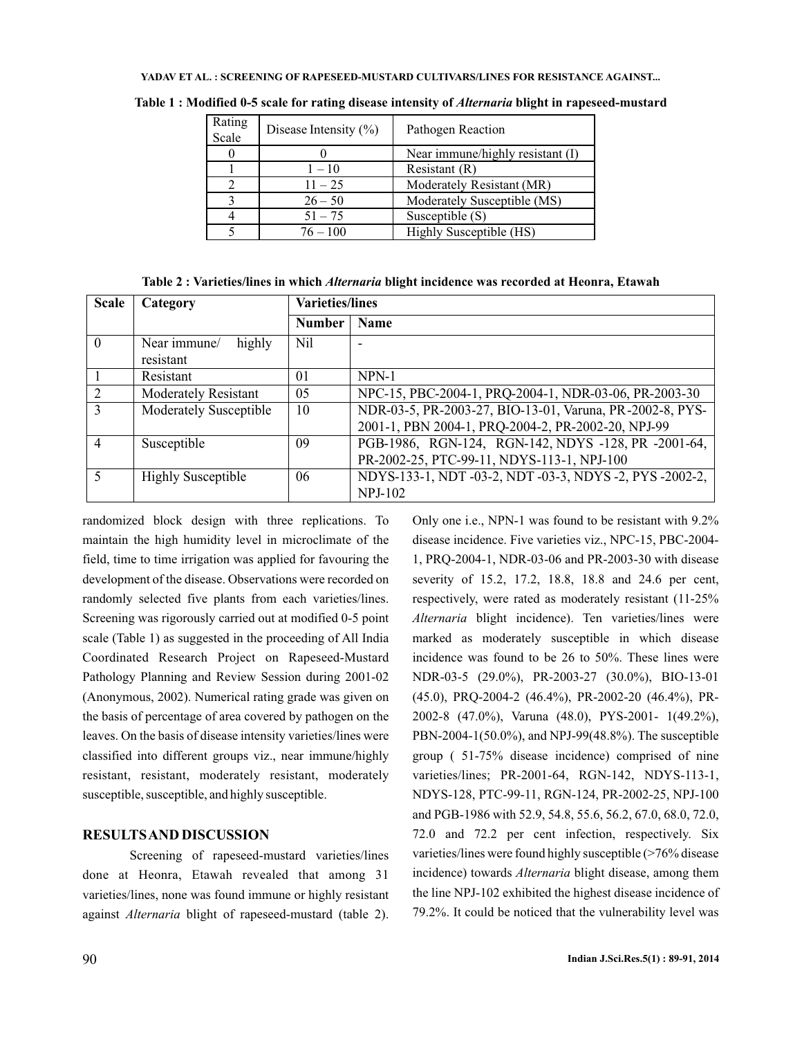**Table 1 : Modified 0-5 scale for rating disease intensity of *Alternaria* blight in rapeseed-mustard**

| Rating Scale | Disease Intensity (%) | Pathogen Reaction |
|---|---|---|
| 0 | 0 | Near immune/highly resistant (I) |
| 1 | 1 – 10 | Resistant (R) |
| 2 | 11 – 25 | Moderately Resistant (MR) |
| 3 | 26 – 50 | Moderately Susceptible (MS) |
| 4 | 51 – 75 | Susceptible (S) |
| 5 | 76 – 100 | Highly Susceptible (HS) |

**Table 2 : Varieties/lines in which *Alternaria* blight incidence was recorded at Heonra, Etawah**

| Scale | Category | Varieties/lines | |
|---|---|---|---|
| | | Number | Name |
| 0 | Near immune/ highly resistant | Nil | - |
| 1 | Resistant | 01 | NPN-1 |
| 2 | Moderately Resistant | 05 | NPC-15, PBC-2004-1, PRQ-2004-1, NDR-03-06, PR-2003-30 |
| 3 | Moderately Susceptible | 10 | NDR-03-5, PR-2003-27, BIO-13-01, Varuna, PR-2002-8, PYS-2001-1, PBN 2004-1, PRQ-2004-2, PR-2002-20, NPJ-99 |
| 4 | Susceptible | 09 | PGB-1986, RGN-124, RGN-142, NDYS -128, PR -2001-64, PR-2002-25, PTC-99-11, NDYS-113-1, NPJ-100 |
| 5 | Highly Susceptible | 06 | NDYS-133-1, NDT -03-2, NDT -03-3, NDYS -2, PYS -2002-2, NPJ-102 |

randomized block design with three replications. To maintain the high humidity level in microclimate of the field, time to time irrigation was applied for favouring the development of the disease. Observations were recorded on randomly selected five plants from each varieties/lines. Screening was rigorously carried out at modified 0-5 point scale (Table 1) as suggested in the proceeding of All India Coordinated Research Project on Rapeseed-Mustard Pathology Planning and Review Session during 2001-02 (Anonymous, 2002). Numerical rating grade was given on the basis of percentage of area covered by pathogen on the leaves. On the basis of disease intensity varieties/lines were classified into different groups viz., near immune/highly resistant, resistant, moderately resistant, moderately susceptible, susceptible, and highly susceptible.

## RESULTS AND DISCUSSION

Screening of rapeseed-mustard varieties/lines done at Heonra, Etawah revealed that among 31 varieties/lines, none was found immune or highly resistant against *Alternaria* blight of rapeseed-mustard (table 2). Only one i.e., NPN-1 was found to be resistant with 9.2% disease incidence. Five varieties viz., NPC-15, PBC-2004-1, PRQ-2004-1, NDR-03-06 and PR-2003-30 with disease severity of 15.2, 17.2, 18.8, 18.8 and 24.6 per cent, respectively, were rated as moderately resistant (11-25% *Alternaria* blight incidence). Ten varieties/lines were marked as moderately susceptible in which disease incidence was found to be 26 to 50%. These lines were NDR-03-5 (29.0%), PR-2003-27 (30.0%), BIO-13-01 (45.0), PRQ-2004-2 (46.4%), PR-2002-20 (46.4%), PR-2002-8 (47.0%), Varuna (48.0), PYS-2001- 1(49.2%), PBN-2004-1(50.0%), and NPJ-99(48.8%). The susceptible group ( 51-75% disease incidence) comprised of nine varieties/lines; PR-2001-64, RGN-142, NDYS-113-1, NDYS-128, PTC-99-11, RGN-124, PR-2002-25, NPJ-100 and PGB-1986 with 52.9, 54.8, 55.6, 56.2, 67.0, 68.0, 72.0, 72.0 and 72.2 per cent infection, respectively. Six varieties/lines were found highly susceptible (>76% disease incidence) towards *Alternaria* blight disease, among them the line NPJ-102 exhibited the highest disease incidence of 79.2%. It could be noticed that the vulnerability level was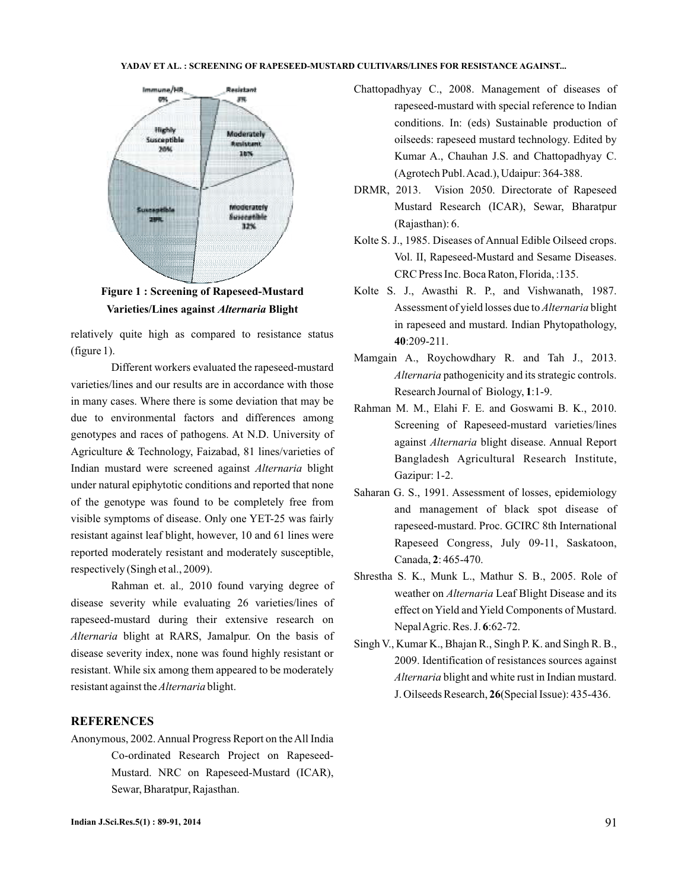Immune/HR
0%

Resistant
3%

Highly
Susceptible
20%

Moderately
Resistant
16%

Susceptible
29%

Moderately
Susceptible
32%

**Figure 1 : Screening of Rapeseed-Mustard Varieties/Lines against *Alternaria* Blight**

relatively quite high as compared to resistance status (figure 1).

Different workers evaluated the rapeseed-mustard varieties/lines and our results are in accordance with those in many cases. Where there is some deviation that may be due to environmental factors and differences among genotypes and races of pathogens. At N.D. University of Agriculture & Technology, Faizabad, 81 lines/varieties of Indian mustard were screened against *Alternaria* blight under natural epiphytotic conditions and reported that none of the genotype was found to be completely free from visible symptoms of disease. Only one YET-25 was fairly resistant against leaf blight, however, 10 and 61 lines were reported moderately resistant and moderately susceptible, respectively (Singh et al., 2009).

Rahman et. al., 2010 found varying degree of disease severity while evaluating 26 varieties/lines of rapeseed-mustard during their extensive research on *Alternaria* blight at RARS, Jamalpur. On the basis of disease severity index, none was found highly resistant or resistant. While six among them appeared to be moderately resistant against the *Alternaria* blight.

## REFERENCES

Anonymous, 2002. Annual Progress Report on the All India Co-ordinated Research Project on Rapeseed-Mustard. NRC on Rapeseed-Mustard (ICAR), Sewar, Bharatpur, Rajasthan.

Chattopadhyay C., 2008. Management of diseases of rapeseed-mustard with special reference to Indian conditions. In: (eds) Sustainable production of oilseeds: rapeseed mustard technology. Edited by Kumar A., Chauhan J.S. and Chattopadhyay C. (Agrotech Publ. Acad.), Udaipur: 364-388.

DRMR, 2013. Vision 2050. Directorate of Rapeseed Mustard Research (ICAR), Sewar, Bharatpur (Rajasthan): 6.

Kolte S. J., 1985. Diseases of Annual Edible Oilseed crops. Vol. II, Rapeseed-Mustard and Sesame Diseases. CRC Press Inc. Boca Raton, Florida, :135.

Kolte S. J., Awasthi R. P., and Vishwanath, 1987. Assessment of yield losses due to *Alternaria* blight in rapeseed and mustard. Indian Phytopathology, **40**:209-211.

Mamgain A., Roychowdhary R. and Tah J., 2013. *Alternaria* pathogenicity and its strategic controls. Research Journal of Biology, **1**:1-9.

Rahman M. M., Elahi F. E. and Goswami B. K., 2010. Screening of Rapeseed-mustard varieties/lines against *Alternaria* blight disease. Annual Report Bangladesh Agricultural Research Institute, Gazipur: 1-2.

Saharan G. S., 1991. Assessment of losses, epidemiology and management of black spot disease of rapeseed-mustard. Proc. GCIRC 8th International Rapeseed Congress, July 09-11, Saskatoon, Canada, **2**: 465-470.

Shrestha S. K., Munk L., Mathur S. B., 2005. Role of weather on *Alternaria* Leaf Blight Disease and its effect on Yield and Yield Components of Mustard. Nepal Agric. Res. J. **6**:62-72.

Singh V., Kumar K., Bhajan R., Singh P. K. and Singh R. B., 2009. Identification of resistances sources against *Alternaria* blight and white rust in Indian mustard. J. Oilseeds Research, **26**(Special Issue): 435-436.